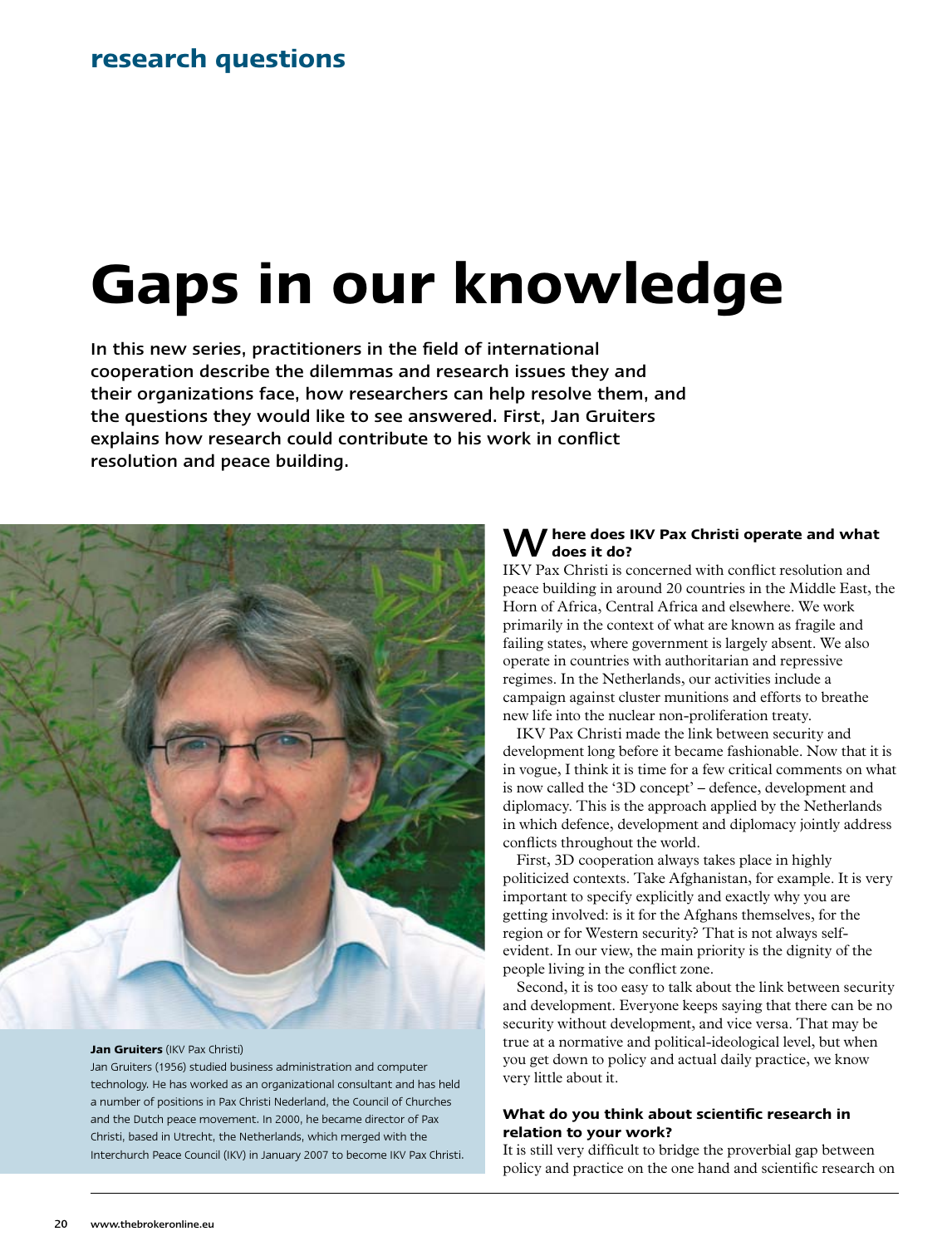research questions

# Gaps in our knowledge

**In this new series, practitioners in the field of international cooperation describe the dilemmas and research issues they and their organizations face, how researchers can help resolve them, and the questions they would like to see answered. First, Jan Gruiters explains how research could contribute to his work in conflict resolution and peace building.**

**Jan Gruiters** (IKV Pax Christi)
Jan Gruiters (1956) studied business administration and computer technology. He has worked as an organizational consultant and has held a number of positions in Pax Christi Nederland, the Council of Churches and the Dutch peace movement. In 2000, he became director of Pax Christi, based in Utrecht, the Netherlands, which merged with the Interchurch Peace Council (IKV) in January 2007 to become IKV Pax Christi.

### Where does IKV Pax Christi operate and what does it do?

IKV Pax Christi is concerned with conflict resolution and peace building in around 20 countries in the Middle East, the Horn of Africa, Central Africa and elsewhere. We work primarily in the context of what are known as fragile and failing states, where government is largely absent. We also operate in countries with authoritarian and repressive regimes. In the Netherlands, our activities include a campaign against cluster munitions and efforts to breathe new life into the nuclear non-proliferation treaty.

IKV Pax Christi made the link between security and development long before it became fashionable. Now that it is in vogue, I think it is time for a few critical comments on what is now called the '3D concept' – defence, development and diplomacy. This is the approach applied by the Netherlands in which defence, development and diplomacy jointly address conflicts throughout the world.

First, 3D cooperation always takes place in highly politicized contexts. Take Afghanistan, for example. It is very important to specify explicitly and exactly why you are getting involved: is it for the Afghans themselves, for the region or for Western security? That is not always self-evident. In our view, the main priority is the dignity of the people living in the conflict zone.

Second, it is too easy to talk about the link between security and development. Everyone keeps saying that there can be no security without development, and vice versa. That may be true at a normative and political-ideological level, but when you get down to policy and actual daily practice, we know very little about it.

### What do you think about scientific research in relation to your work?

It is still very difficult to bridge the proverbial gap between policy and practice on the one hand and scientific research on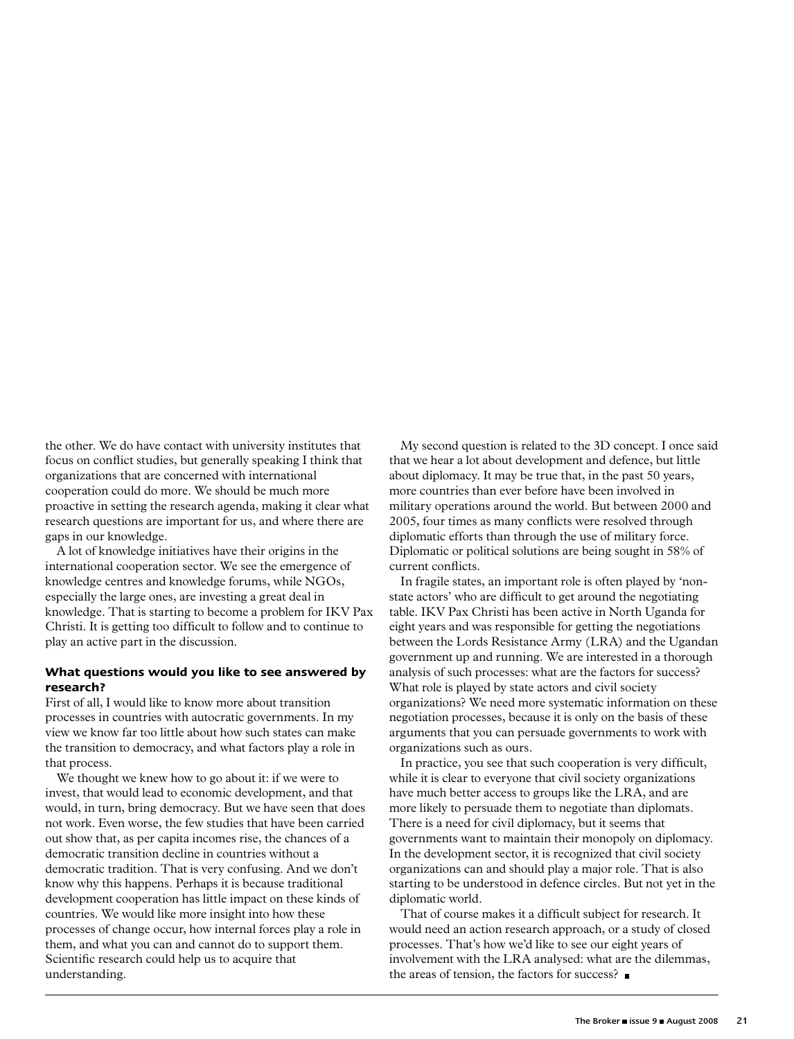the other. We do have contact with university institutes that focus on conflict studies, but generally speaking I think that organizations that are concerned with international cooperation could do more. We should be much more proactive in setting the research agenda, making it clear what research questions are important for us, and where there are gaps in our knowledge.

A lot of knowledge initiatives have their origins in the international cooperation sector. We see the emergence of knowledge centres and knowledge forums, while NGOs, especially the large ones, are investing a great deal in knowledge. That is starting to become a problem for IKV Pax Christi. It is getting too difficult to follow and to continue to play an active part in the discussion.

### What questions would you like to see answered by research?

First of all, I would like to know more about transition processes in countries with autocratic governments. In my view we know far too little about how such states can make the transition to democracy, and what factors play a role in that process.

We thought we knew how to go about it: if we were to invest, that would lead to economic development, and that would, in turn, bring democracy. But we have seen that does not work. Even worse, the few studies that have been carried out show that, as per capita incomes rise, the chances of a democratic transition decline in countries without a democratic tradition. That is very confusing. And we don't know why this happens. Perhaps it is because traditional development cooperation has little impact on these kinds of countries. We would like more insight into how these processes of change occur, how internal forces play a role in them, and what you can and cannot do to support them. Scientific research could help us to acquire that understanding.

My second question is related to the 3D concept. I once said that we hear a lot about development and defence, but little about diplomacy. It may be true that, in the past 50 years, more countries than ever before have been involved in military operations around the world. But between 2000 and 2005, four times as many conflicts were resolved through diplomatic efforts than through the use of military force. Diplomatic or political solutions are being sought in 58% of current conflicts.

In fragile states, an important role is often played by 'non-state actors' who are difficult to get around the negotiating table. IKV Pax Christi has been active in North Uganda for eight years and was responsible for getting the negotiations between the Lords Resistance Army (LRA) and the Ugandan government up and running. We are interested in a thorough analysis of such processes: what are the factors for success? What role is played by state actors and civil society organizations? We need more systematic information on these negotiation processes, because it is only on the basis of these arguments that you can persuade governments to work with organizations such as ours.

In practice, you see that such cooperation is very difficult, while it is clear to everyone that civil society organizations have much better access to groups like the LRA, and are more likely to persuade them to negotiate than diplomats. There is a need for civil diplomacy, but it seems that governments want to maintain their monopoly on diplomacy. In the development sector, it is recognized that civil society organizations can and should play a major role. That is also starting to be understood in defence circles. But not yet in the diplomatic world.

That of course makes it a difficult subject for research. It would need an action research approach, or a study of closed processes. That's how we'd like to see our eight years of involvement with the LRA analysed: what are the dilemmas, the areas of tension, the factors for success? ■